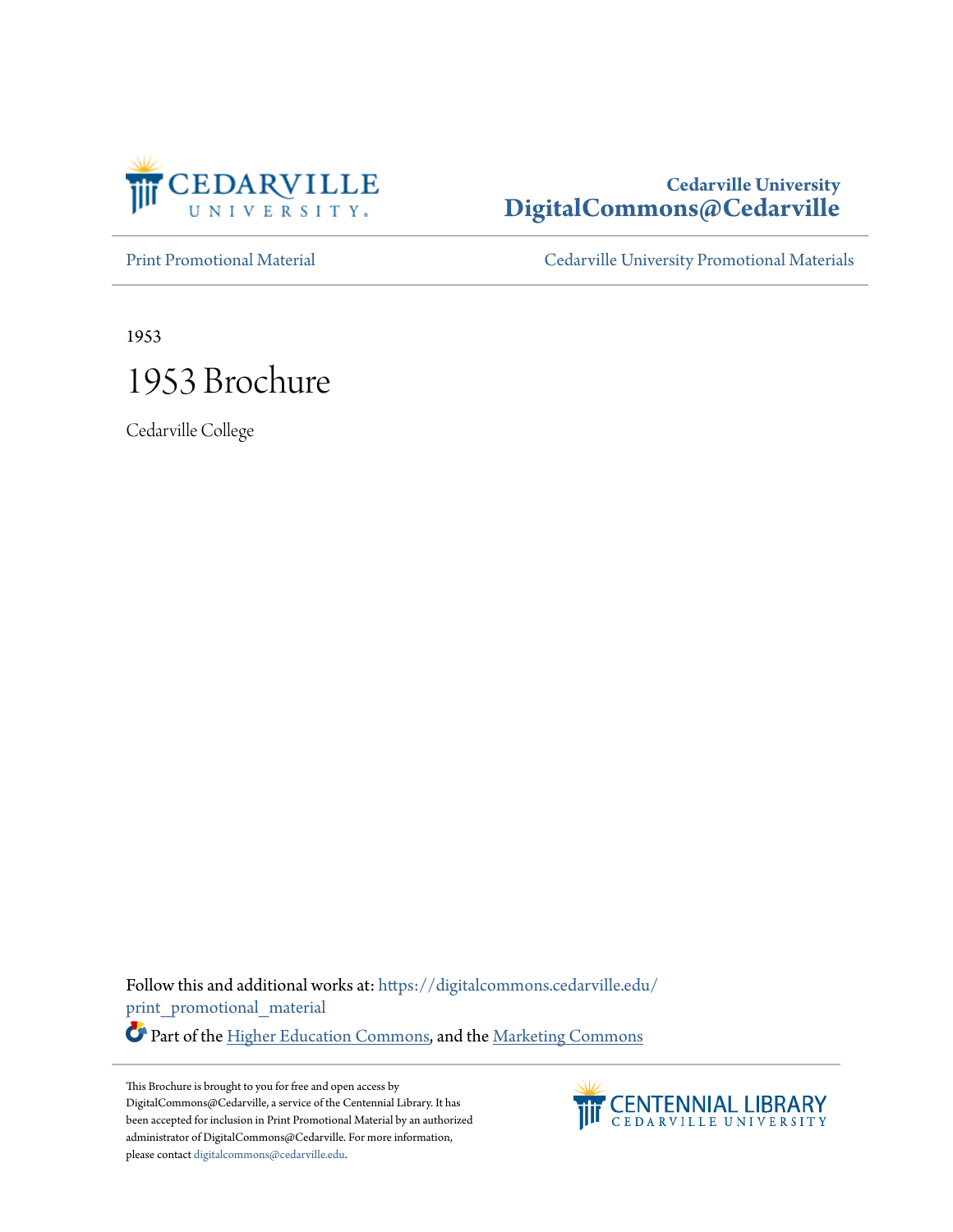Cedarville University
DigitalCommons@Cedarville

Print Promotional Material | Cedarville University Promotional Materials

1953

# 1953 Brochure

Cedarville College

Follow this and additional works at: https://digitalcommons.cedarville.edu/print_promotional_material

Part of the Higher Education Commons, and the Marketing Commons

This Brochure is brought to you for free and open access by DigitalCommons@Cedarville, a service of the Centennial Library. It has been accepted for inclusion in Print Promotional Material by an authorized administrator of DigitalCommons@Cedarville. For more information, please contact digitalcommons@cedarville.edu.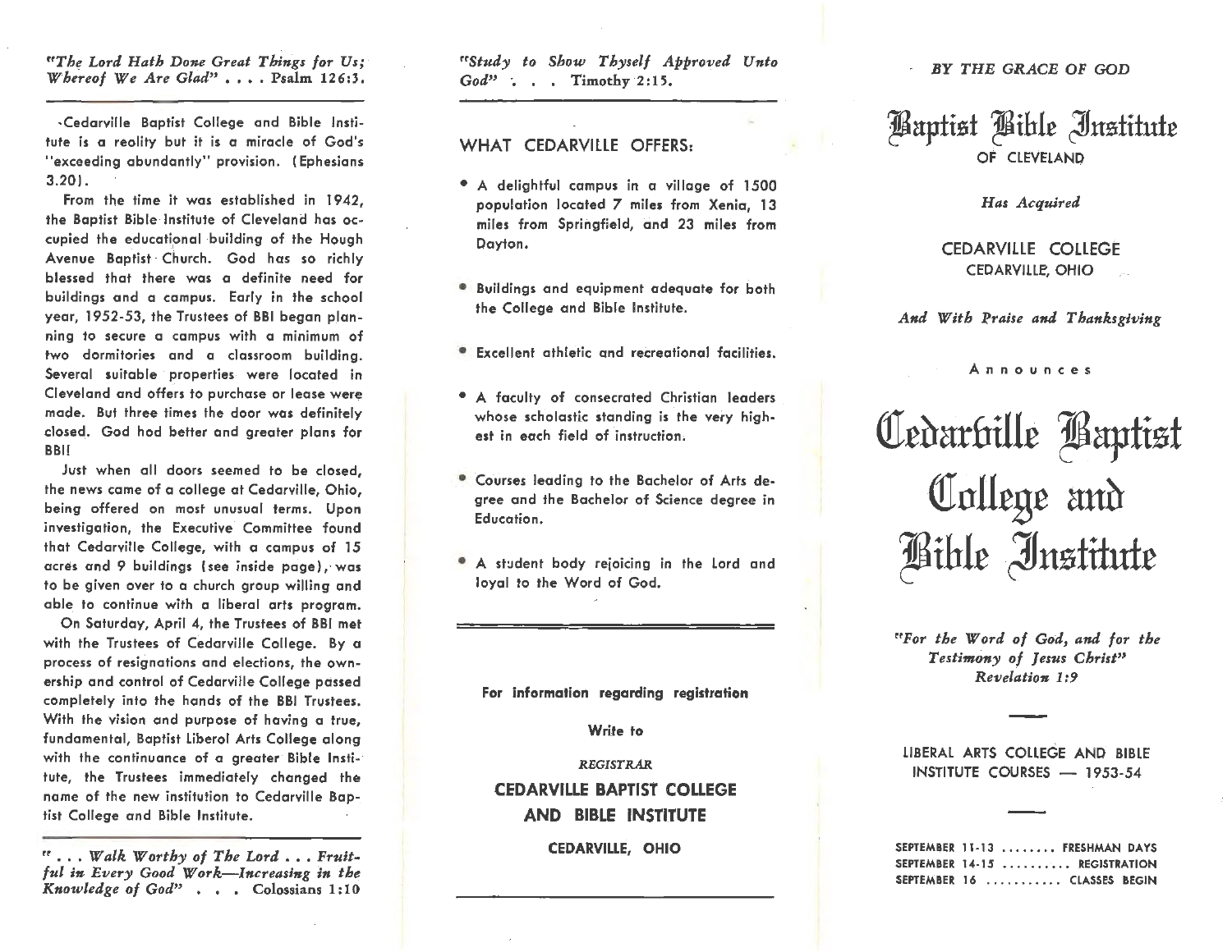*"The Lord Hath Done Great Things for Us; Whereof We Are Glad"* . . . . Psalm 126:3.

·Cedarville Baptist College and Bible Institute is a reality but it is a miracle of God's "exceeding abundantly" provision. (Ephesians 3.20).

From the time it was established in 1942, the Baptist Bible Institute of Cleveland has occupied the educational building of the Hough Avenue Baptist Church. God has so richly blessed that there was a definite need for buildings and a campus. Early in the school year, 1952-53, the Trustees of BBI began planning to secure a campus with a minimum of two dormitories and a classroom building. Several suitable properties were located in Cleveland and offers to purchase or lease were made. But three times the door was definitely closed. God had better and greater plans for BBI!

Just when all doors seemed to be closed, the news came of a college at Cedarville, Ohio, being offered on most unusual terms. Upon investigation, the Executive Committee found that Cedarville College, with a campus of 15 acres and 9 buildings (see inside page), was to be given over to a church group willing and able to continue with a liberal arts program.

On Saturday, April 4, the Trustees of BBI met with the Trustees of Cedarville College. By a process of resignations and elections, the ownership and control of Cedarville College passed completely into the hands of the BBI Trustees. With the vision and purpose of having a true, fundamental, Baptist Liberal Arts College along with the continuance of a greater Bible Institute, the Trustees immediately changed the name of the new institution to Cedarville Baptist College and Bible Institute.

*" . . . Walk Worthy of The Lord . . . Fruitful in Every Good Work—Increasing in the Knowledge of God"* . . . Colossians 1:10

*"Study to Show Thyself Approved Unto God"* . . . Timothy 2:15.

## WHAT CEDARVILLE OFFERS:

- A delightful campus in a village of 1500 population located 7 miles from Xenia, 13 miles from Springfield, and 23 miles from Dayton.
- Buildings and equipment adequate for both the College and Bible Institute.
- Excellent athletic and recreational facilities.
- A faculty of consecrated Christian leaders whose scholastic standing is the very highest in each field of instruction.
- Courses leading to the Bachelor of Arts degree and the Bachelor of Science degree in Education.
- A student body rejoicing in the Lord and loyal to the Word of God.

**For information regarding registration**

**Write to**

*REGISTRAR*

**CEDARVILLE BAPTIST COLLEGE AND BIBLE INSTITUTE**

**CEDARVILLE, OHIO**

*BY THE GRACE OF GOD*

# Baptist Bible Institute

OF CLEVELAND

*Has Acquired*

CEDARVILLE COLLEGE
CEDARVILLE, OHIO

*And With Praise and Thanksgiving*

Announces

# Cedarville Baptist College and Bible Institute

*"For the Word of God, and for the Testimony of Jesus Christ"*
*Revelation 1:9*

LIBERAL ARTS COLLEGE AND BIBLE INSTITUTE COURSES — 1953-54

SEPTEMBER 11-13 ........ FRESHMAN DAYS
SEPTEMBER 14-15 .......... REGISTRATION
SEPTEMBER 16 ........... CLASSES BEGIN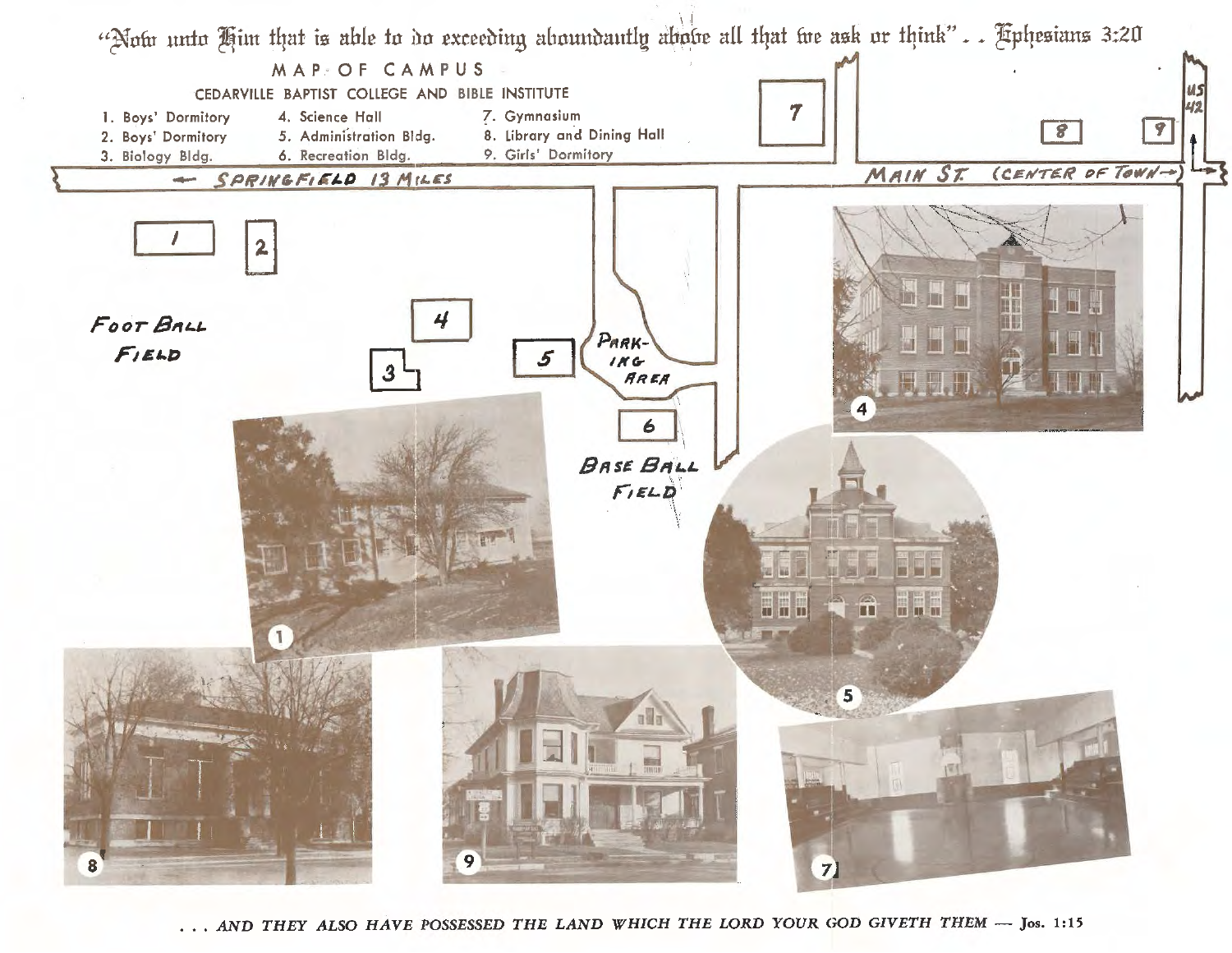"Now unto Him that is able to do exceeding abundantly above all that we ask or think" . . Ephesians 3:20

# MAP OF CAMPUS

## CEDARVILLE BAPTIST COLLEGE AND BIBLE INSTITUTE

1. Boys' Dormitory
2. Boys' Dormitory
3. Biology Bldg.
4. Science Hall
5. Administration Bldg.
6. Recreation Bldg.
7. Gymnasium
8. Library and Dining Hall
9. Girls' Dormitory

← SPRINGFIELD 13 MILES

MAIN ST. (CENTER OF TOWN→)

US 42

FOOT BALL FIELD

PARKING AREA

BASE BALL FIELD

. . . AND THEY ALSO HAVE POSSESSED THE LAND WHICH THE LORD YOUR GOD GIVETH THEM — Jos. 1:15